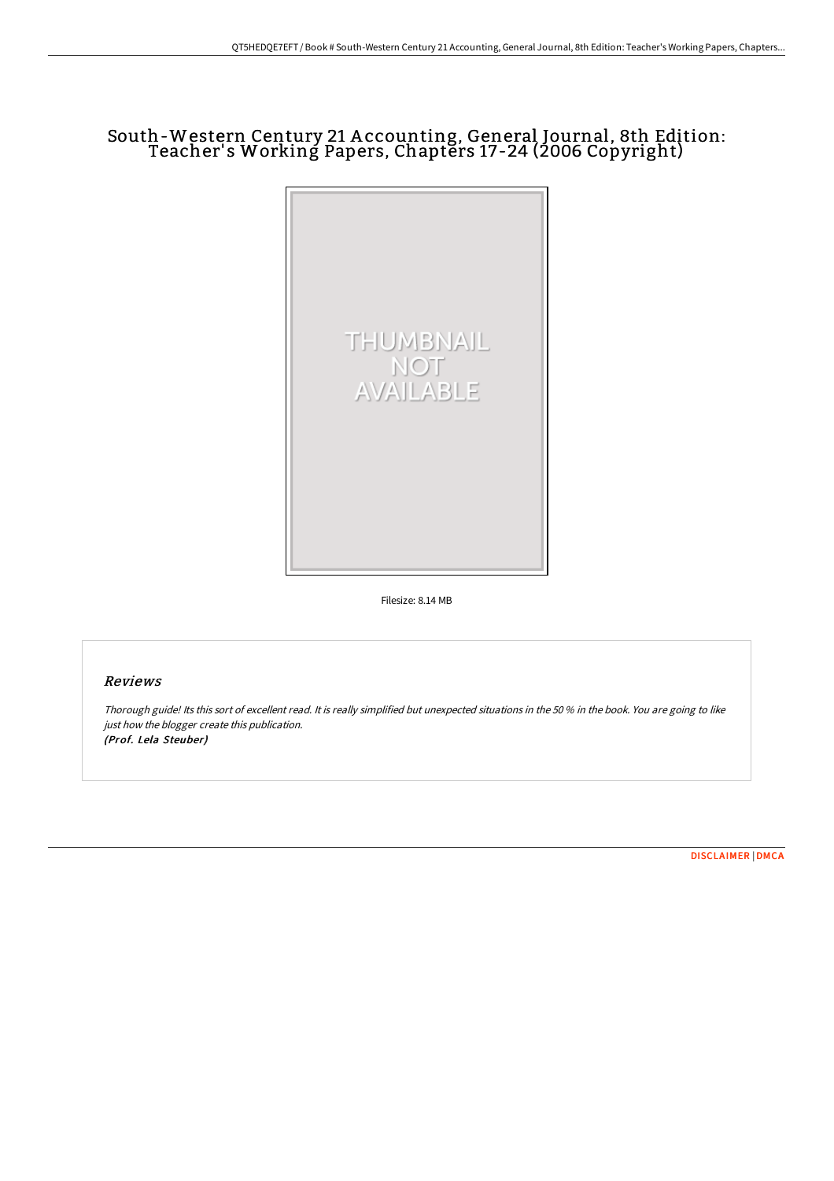# South-Western Century 21 Accounting, General Journal, 8th Edition: Teacher's Working Papers, Chapters 17-24 (2006 Copyright)

THUMBNAIL NOT AVAILABLE

Filesize: 8.14 MB

## Reviews

*Thorough guide! Its this sort of excellent read. It is really simplified but unexpected situations in the 50 % in the book. You are going to like just how the blogger create this publication.*
***(Prof. Lela Steuber)***

DISCLAIMER | DMCA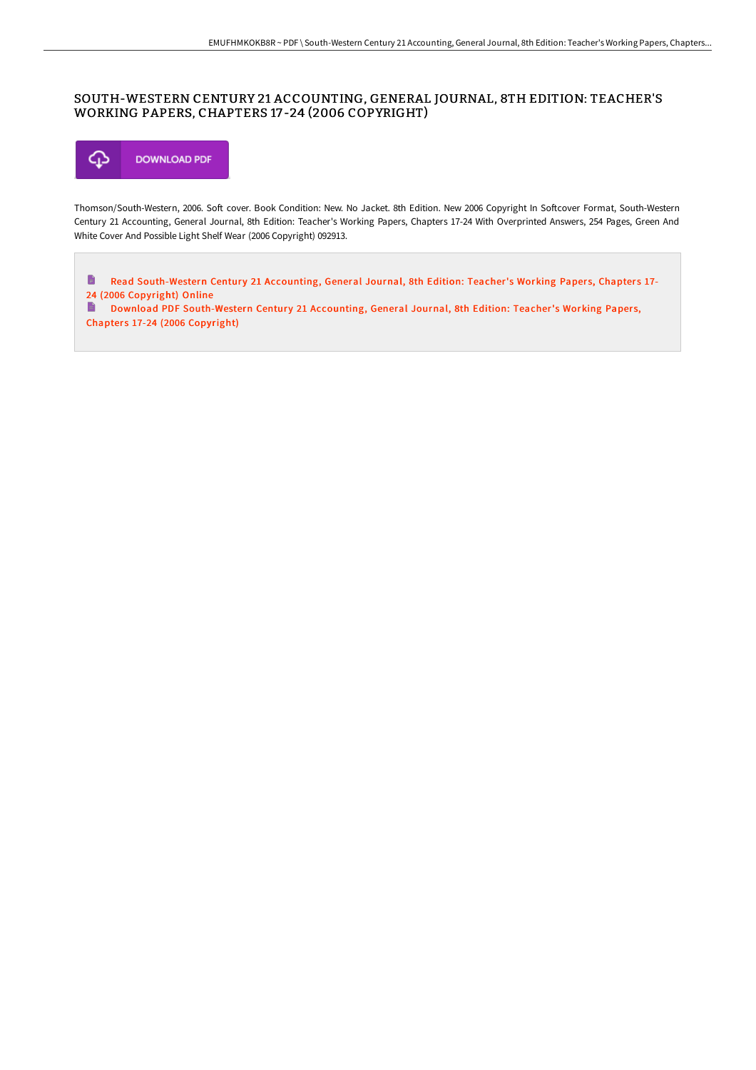# SOUTH-WESTERN CENTURY 21 ACCOUNTING, GENERAL JOURNAL, 8TH EDITION: TEACHER'S WORKING PAPERS, CHAPTERS 17-24 (2006 COPYRIGHT)

DOWNLOAD PDF

Thomson/South-Western, 2006. Soft cover. Book Condition: New. No Jacket. 8th Edition. New 2006 Copyright In Softcover Format, South-Western Century 21 Accounting, General Journal, 8th Edition: Teacher's Working Papers, Chapters 17-24 With Overprinted Answers, 254 Pages, Green And White Cover And Possible Light Shelf Wear (2006 Copyright) 092913.

Read South-Western Century 21 Accounting, General Journal, 8th Edition: Teacher's Working Papers, Chapters 17-24 (2006 Copyright) Online

Download PDF South-Western Century 21 Accounting, General Journal, 8th Edition: Teacher's Working Papers, Chapters 17-24 (2006 Copyright)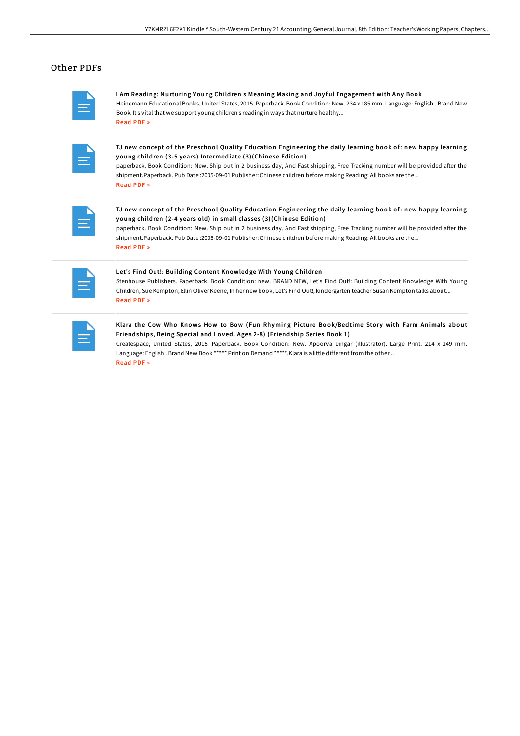## Other PDFs

**I Am Reading: Nurturing Young Children s Meaning Making and Joyful Engagement with Any Book**

Heinemann Educational Books, United States, 2015. Paperback. Book Condition: New. 234 x 185 mm. Language: English . Brand New Book. It s vital that we support young children s reading in ways that nurture healthy...

Read PDF »

**TJ new concept of the Preschool Quality Education Engineering the daily learning book of: new happy learning young children (3-5 years) Intermediate (3)(Chinese Edition)**

paperback. Book Condition: New. Ship out in 2 business day, And Fast shipping, Free Tracking number will be provided after the shipment.Paperback. Pub Date :2005-09-01 Publisher: Chinese children before making Reading: All books are the...

Read PDF »

**TJ new concept of the Preschool Quality Education Engineering the daily learning book of: new happy learning young children (2-4 years old) in small classes (3)(Chinese Edition)**

paperback. Book Condition: New. Ship out in 2 business day, And Fast shipping, Free Tracking number will be provided after the shipment.Paperback. Pub Date :2005-09-01 Publisher: Chinese children before making Reading: All books are the...

Read PDF »

**Let's Find Out!: Building Content Knowledge With Young Children**

Stenhouse Publishers. Paperback. Book Condition: new. BRAND NEW, Let's Find Out!: Building Content Knowledge With Young Children, Sue Kempton, Ellin Oliver Keene, In her new book, Let's Find Out!, kindergarten teacher Susan Kempton talks about...

Read PDF »

**Klara the Cow Who Knows How to Bow (Fun Rhyming Picture Book/Bedtime Story with Farm Animals about Friendships, Being Special and Loved. Ages 2-8) (Friendship Series Book 1)**

Createspace, United States, 2015. Paperback. Book Condition: New. Apoorva Dingar (illustrator). Large Print. 214 x 149 mm. Language: English . Brand New Book ***** Print on Demand *****.Klara is a little different from the other...

Read PDF »